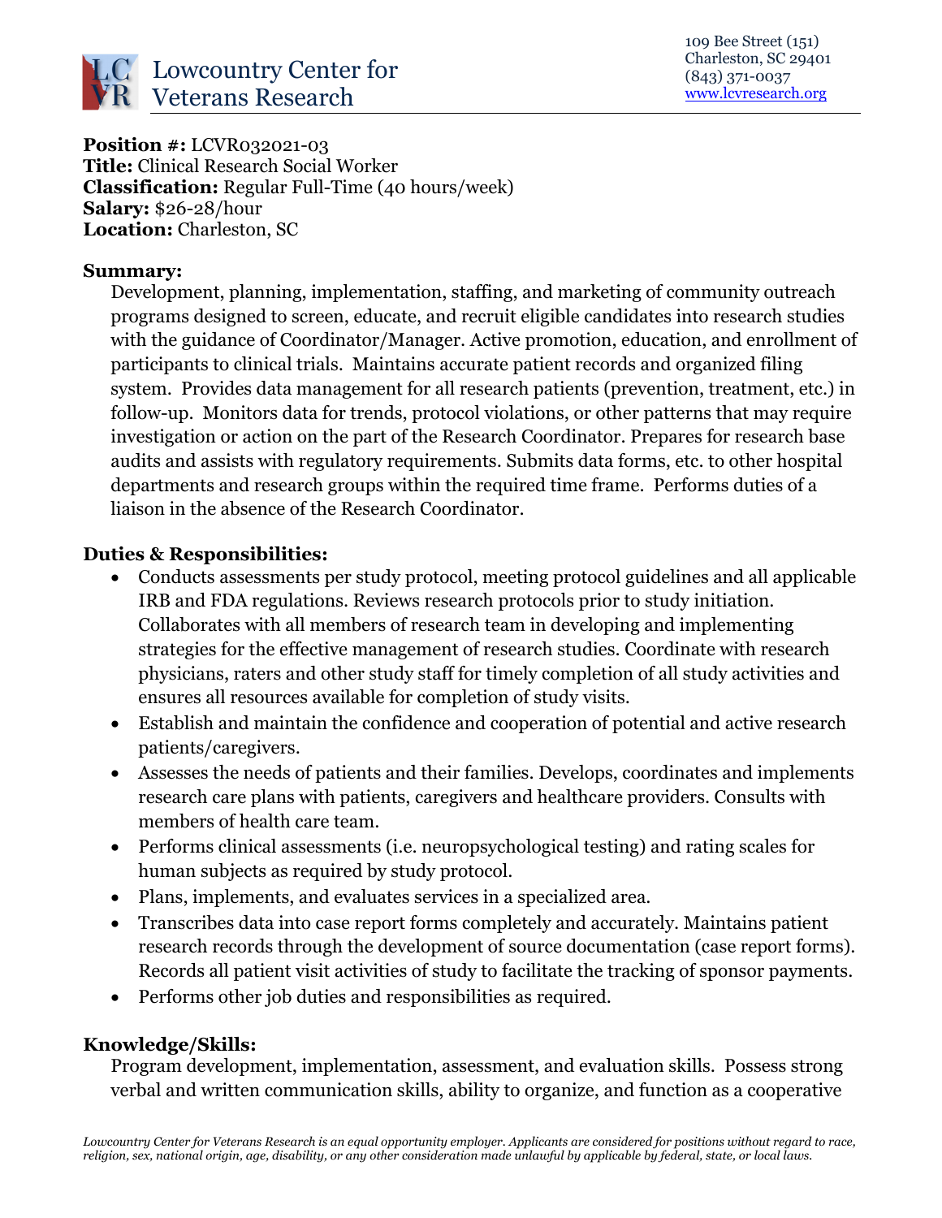# Lowcountry Center for Veterans Research

109 Bee Street (151)
Charleston, SC 29401
(843) 371-0037
www.lcvresearch.org

**Position #:** LCVR032021-03
**Title:** Clinical Research Social Worker
**Classification:** Regular Full-Time (40 hours/week)
**Salary:** $26-28/hour
**Location:** Charleston, SC

**Summary:**

Development, planning, implementation, staffing, and marketing of community outreach programs designed to screen, educate, and recruit eligible candidates into research studies with the guidance of Coordinator/Manager. Active promotion, education, and enrollment of participants to clinical trials. Maintains accurate patient records and organized filing system. Provides data management for all research patients (prevention, treatment, etc.) in follow-up. Monitors data for trends, protocol violations, or other patterns that may require investigation or action on the part of the Research Coordinator. Prepares for research base audits and assists with regulatory requirements. Submits data forms, etc. to other hospital departments and research groups within the required time frame. Performs duties of a liaison in the absence of the Research Coordinator.

**Duties & Responsibilities:**

- Conducts assessments per study protocol, meeting protocol guidelines and all applicable IRB and FDA regulations. Reviews research protocols prior to study initiation. Collaborates with all members of research team in developing and implementing strategies for the effective management of research studies. Coordinate with research physicians, raters and other study staff for timely completion of all study activities and ensures all resources available for completion of study visits.
- Establish and maintain the confidence and cooperation of potential and active research patients/caregivers.
- Assesses the needs of patients and their families. Develops, coordinates and implements research care plans with patients, caregivers and healthcare providers. Consults with members of health care team.
- Performs clinical assessments (i.e. neuropsychological testing) and rating scales for human subjects as required by study protocol.
- Plans, implements, and evaluates services in a specialized area.
- Transcribes data into case report forms completely and accurately. Maintains patient research records through the development of source documentation (case report forms). Records all patient visit activities of study to facilitate the tracking of sponsor payments.
- Performs other job duties and responsibilities as required.

**Knowledge/Skills:**

Program development, implementation, assessment, and evaluation skills. Possess strong verbal and written communication skills, ability to organize, and function as a cooperative

*Lowcountry Center for Veterans Research is an equal opportunity employer. Applicants are considered for positions without regard to race, religion, sex, national origin, age, disability, or any other consideration made unlawful by applicable by federal, state, or local laws.*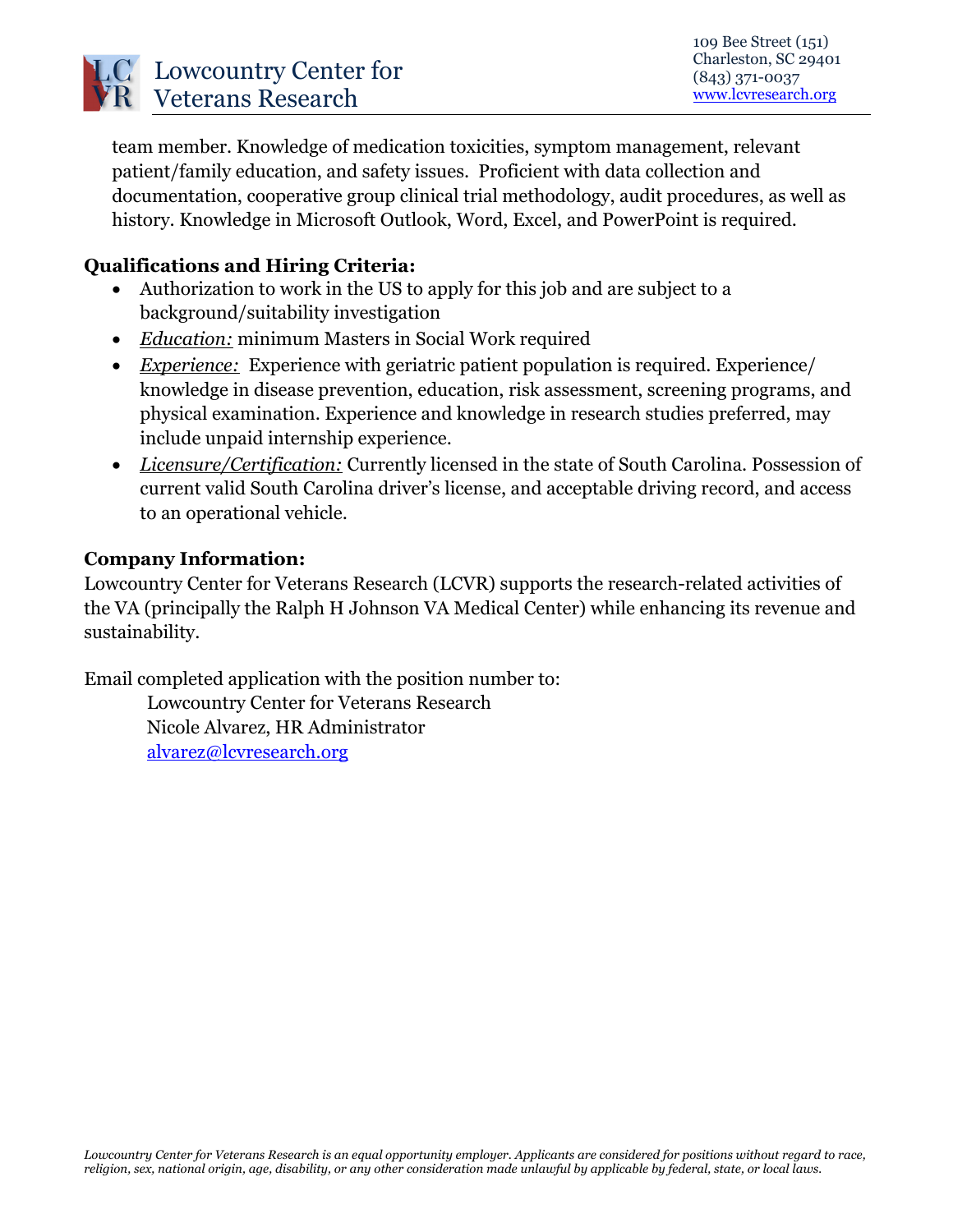team member. Knowledge of medication toxicities, symptom management, relevant patient/family education, and safety issues. Proficient with data collection and documentation, cooperative group clinical trial methodology, audit procedures, as well as history. Knowledge in Microsoft Outlook, Word, Excel, and PowerPoint is required.

**Qualifications and Hiring Criteria:**

- Authorization to work in the US to apply for this job and are subject to a background/suitability investigation
- *Education:* minimum Masters in Social Work required
- *Experience:* Experience with geriatric patient population is required. Experience/ knowledge in disease prevention, education, risk assessment, screening programs, and physical examination. Experience and knowledge in research studies preferred, may include unpaid internship experience.
- *Licensure/Certification:* Currently licensed in the state of South Carolina. Possession of current valid South Carolina driver's license, and acceptable driving record, and access to an operational vehicle.

**Company Information:**

Lowcountry Center for Veterans Research (LCVR) supports the research-related activities of the VA (principally the Ralph H Johnson VA Medical Center) while enhancing its revenue and sustainability.

Email completed application with the position number to:

Lowcountry Center for Veterans Research
Nicole Alvarez, HR Administrator
alvarez@lcvresearch.org

*Lowcountry Center for Veterans Research is an equal opportunity employer. Applicants are considered for positions without regard to race, religion, sex, national origin, age, disability, or any other consideration made unlawful by applicable by federal, state, or local laws.*